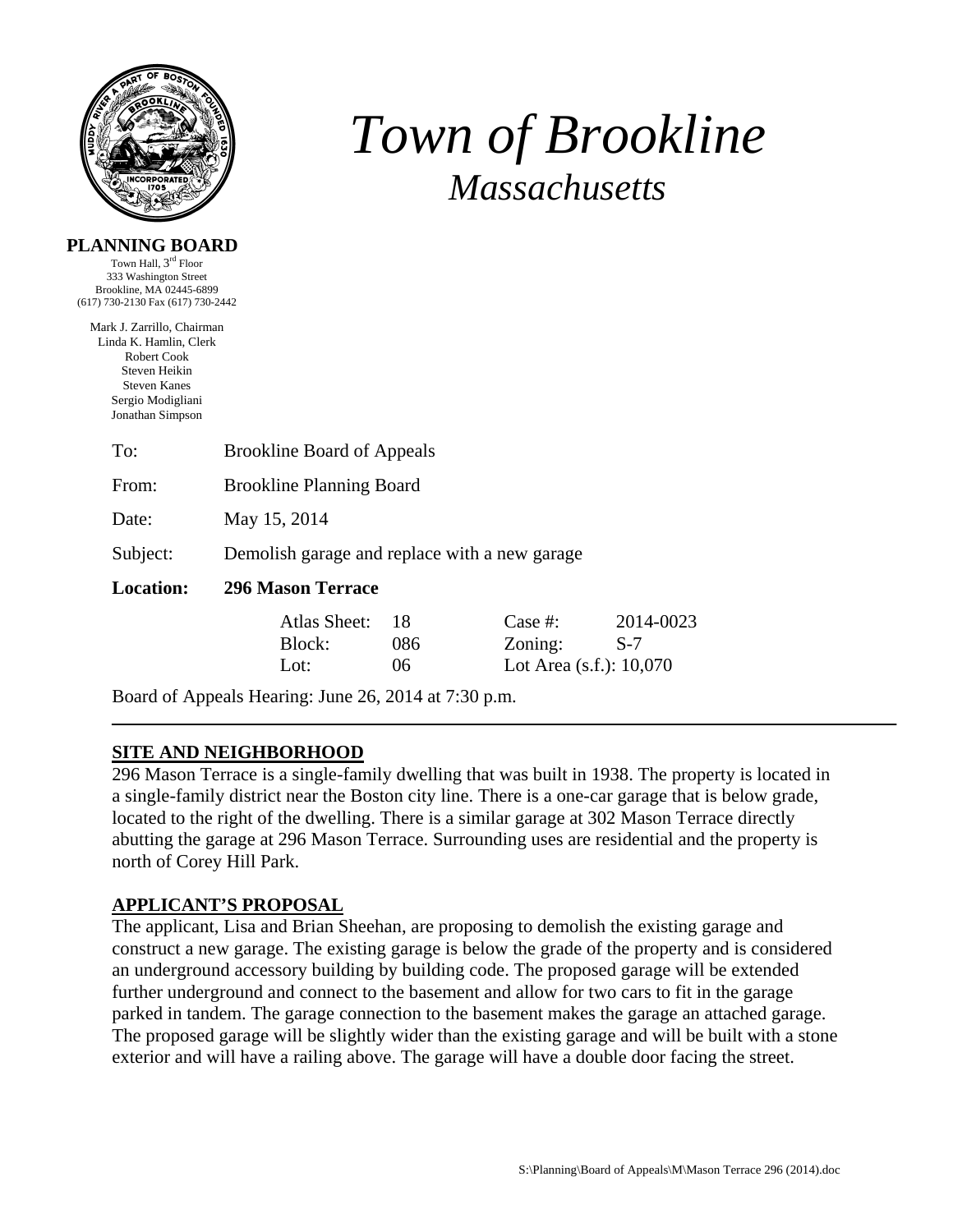# *Town of Brookline*

## *Massachusetts*

**PLANNING BOARD**

Town Hall, 3rd Floor
333 Washington Street
Brookline, MA 02445-6899
(617) 730-2130 Fax (617) 730-2442

Mark J. Zarrillo, Chairman
Linda K. Hamlin, Clerk
Robert Cook
Steven Heikin
Steven Kanes
Sergio Modigliani
Jonathan Simpson

To: Brookline Board of Appeals

From: Brookline Planning Board

Date: May 15, 2014

Subject: Demolish garage and replace with a new garage

**Location: 296 Mason Terrace**

| | | | |
|---|---|---|---|
| Atlas Sheet: | 18 | Case #: | 2014-0023 |
| Block: | 086 | Zoning: | S-7 |
| Lot: | 06 | Lot Area (s.f.): | 10,070 |

Board of Appeals Hearing: June 26, 2014 at 7:30 p.m.

---

## SITE AND NEIGHBORHOOD

296 Mason Terrace is a single-family dwelling that was built in 1938. The property is located in a single-family district near the Boston city line. There is a one-car garage that is below grade, located to the right of the dwelling. There is a similar garage at 302 Mason Terrace directly abutting the garage at 296 Mason Terrace. Surrounding uses are residential and the property is north of Corey Hill Park.

## APPLICANT'S PROPOSAL

The applicant, Lisa and Brian Sheehan, are proposing to demolish the existing garage and construct a new garage. The existing garage is below the grade of the property and is considered an underground accessory building by building code. The proposed garage will be extended further underground and connect to the basement and allow for two cars to fit in the garage parked in tandem. The garage connection to the basement makes the garage an attached garage. The proposed garage will be slightly wider than the existing garage and will be built with a stone exterior and will have a railing above. The garage will have a double door facing the street.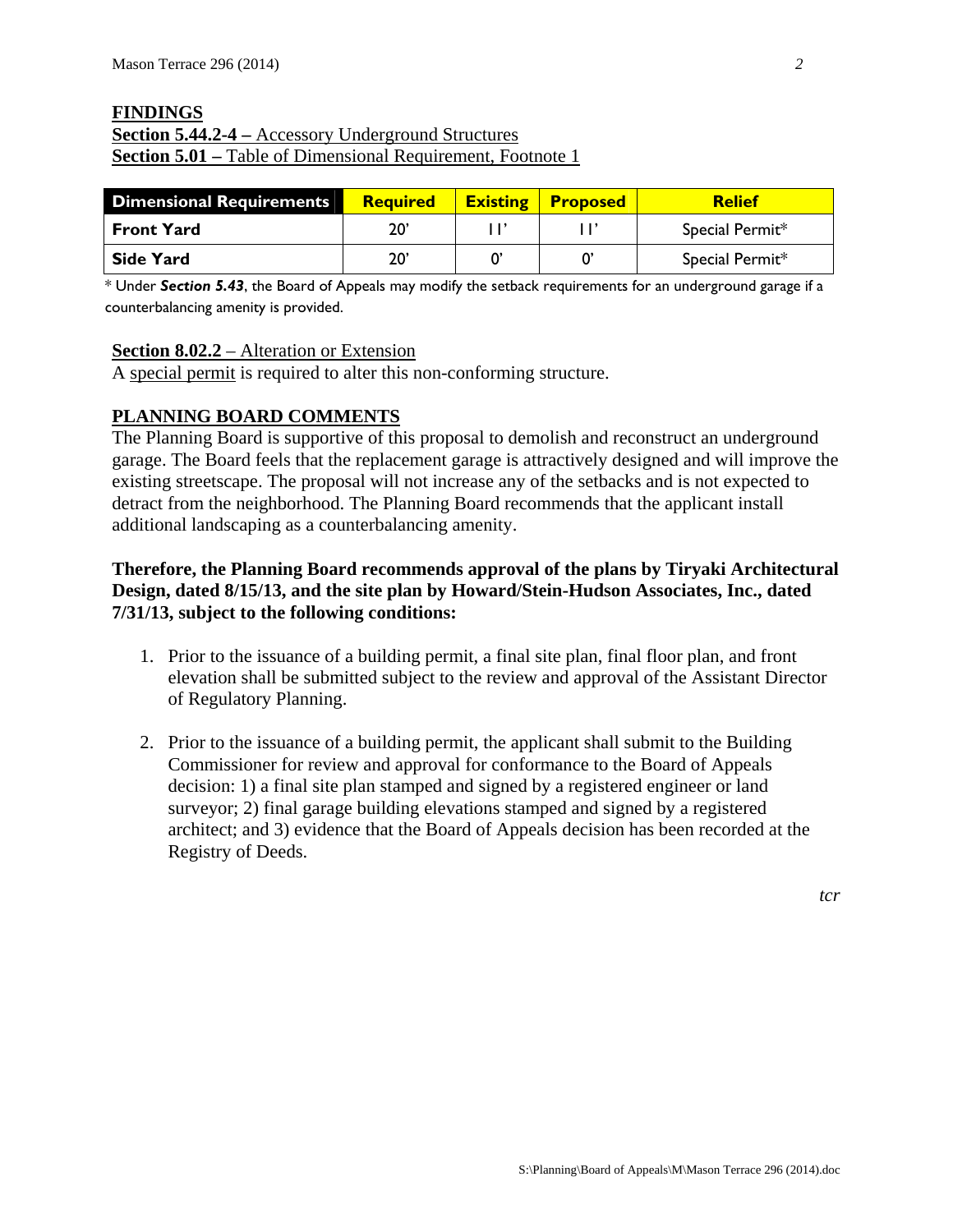## FINDINGS

**Section 5.44.2-4 –** Accessory Underground Structures
**Section 5.01 –** Table of Dimensional Requirement, Footnote 1

| Dimensional Requirements | Required | Existing | Proposed | Relief |
|---|---|---|---|---|
| **Front Yard** | 20' | 11' | 11' | Special Permit* |
| **Side Yard** | 20' | 0' | 0' | Special Permit* |

\* Under ***Section 5.43***, the Board of Appeals may modify the setback requirements for an underground garage if a counterbalancing amenity is provided.

**Section 8.02.2** – Alteration or Extension
A special permit is required to alter this non-conforming structure.

## PLANNING BOARD COMMENTS

The Planning Board is supportive of this proposal to demolish and reconstruct an underground garage. The Board feels that the replacement garage is attractively designed and will improve the existing streetscape. The proposal will not increase any of the setbacks and is not expected to detract from the neighborhood. The Planning Board recommends that the applicant install additional landscaping as a counterbalancing amenity.

**Therefore, the Planning Board recommends approval of the plans by Tiryaki Architectural Design, dated 8/15/13, and the site plan by Howard/Stein-Hudson Associates, Inc., dated 7/31/13, subject to the following conditions:**

1. Prior to the issuance of a building permit, a final site plan, final floor plan, and front elevation shall be submitted subject to the review and approval of the Assistant Director of Regulatory Planning.

2. Prior to the issuance of a building permit, the applicant shall submit to the Building Commissioner for review and approval for conformance to the Board of Appeals decision: 1) a final site plan stamped and signed by a registered engineer or land surveyor; 2) final garage building elevations stamped and signed by a registered architect; and 3) evidence that the Board of Appeals decision has been recorded at the Registry of Deeds.

*tcr*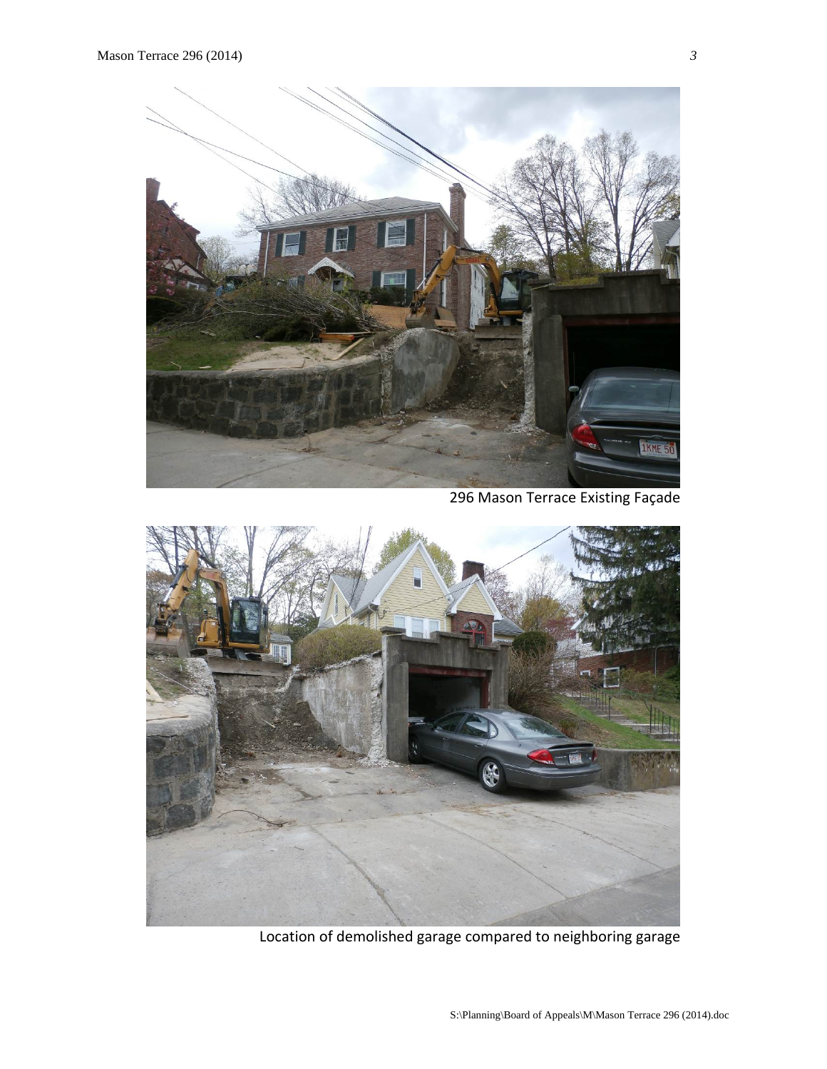296 Mason Terrace Existing Façade

Location of demolished garage compared to neighboring garage